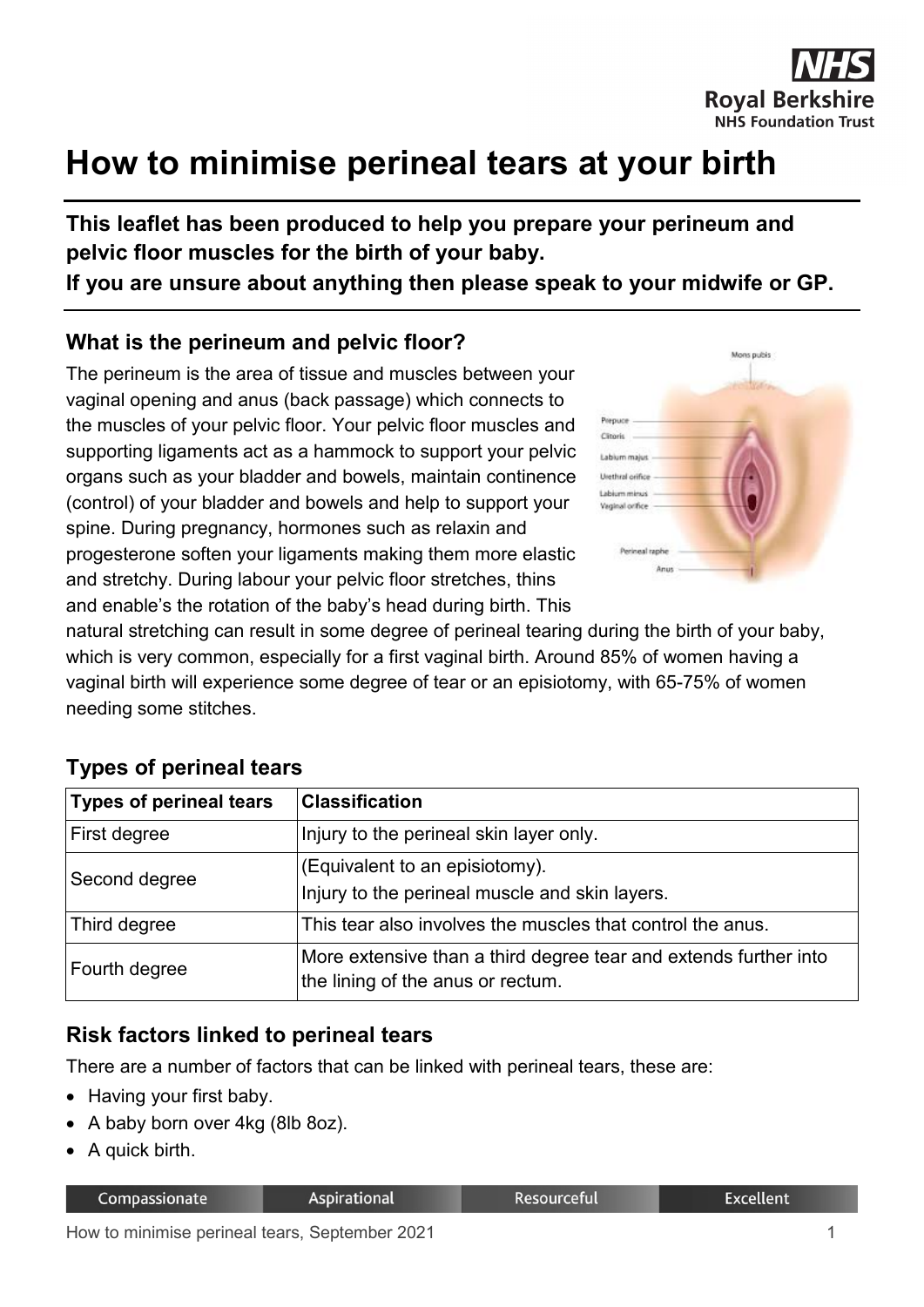# How to minimise perineal tears at your birth

**This leaflet has been produced to help you prepare your perineum and pelvic floor muscles for the birth of your baby.**
**If you are unsure about anything then please speak to your midwife or GP.**

## What is the perineum and pelvic floor?

The perineum is the area of tissue and muscles between your vaginal opening and anus (back passage) which connects to the muscles of your pelvic floor. Your pelvic floor muscles and supporting ligaments act as a hammock to support your pelvic organs such as your bladder and bowels, maintain continence (control) of your bladder and bowels and help to support your spine. During pregnancy, hormones such as relaxin and progesterone soften your ligaments making them more elastic and stretchy. During labour your pelvic floor stretches, thins and enable's the rotation of the baby's head during birth. This natural stretching can result in some degree of perineal tearing during the birth of your baby, which is very common, especially for a first vaginal birth. Around 85% of women having a vaginal birth will experience some degree of tear or an episiotomy, with 65-75% of women needing some stitches.

## Types of perineal tears

| Types of perineal tears | Classification |
| --- | --- |
| First degree | Injury to the perineal skin layer only. |
| Second degree | (Equivalent to an episiotomy). Injury to the perineal muscle and skin layers. |
| Third degree | This tear also involves the muscles that control the anus. |
| Fourth degree | More extensive than a third degree tear and extends further into the lining of the anus or rectum. |

## Risk factors linked to perineal tears

There are a number of factors that can be linked with perineal tears, these are:

- Having your first baby.
- A baby born over 4kg (8lb 8oz).
- A quick birth.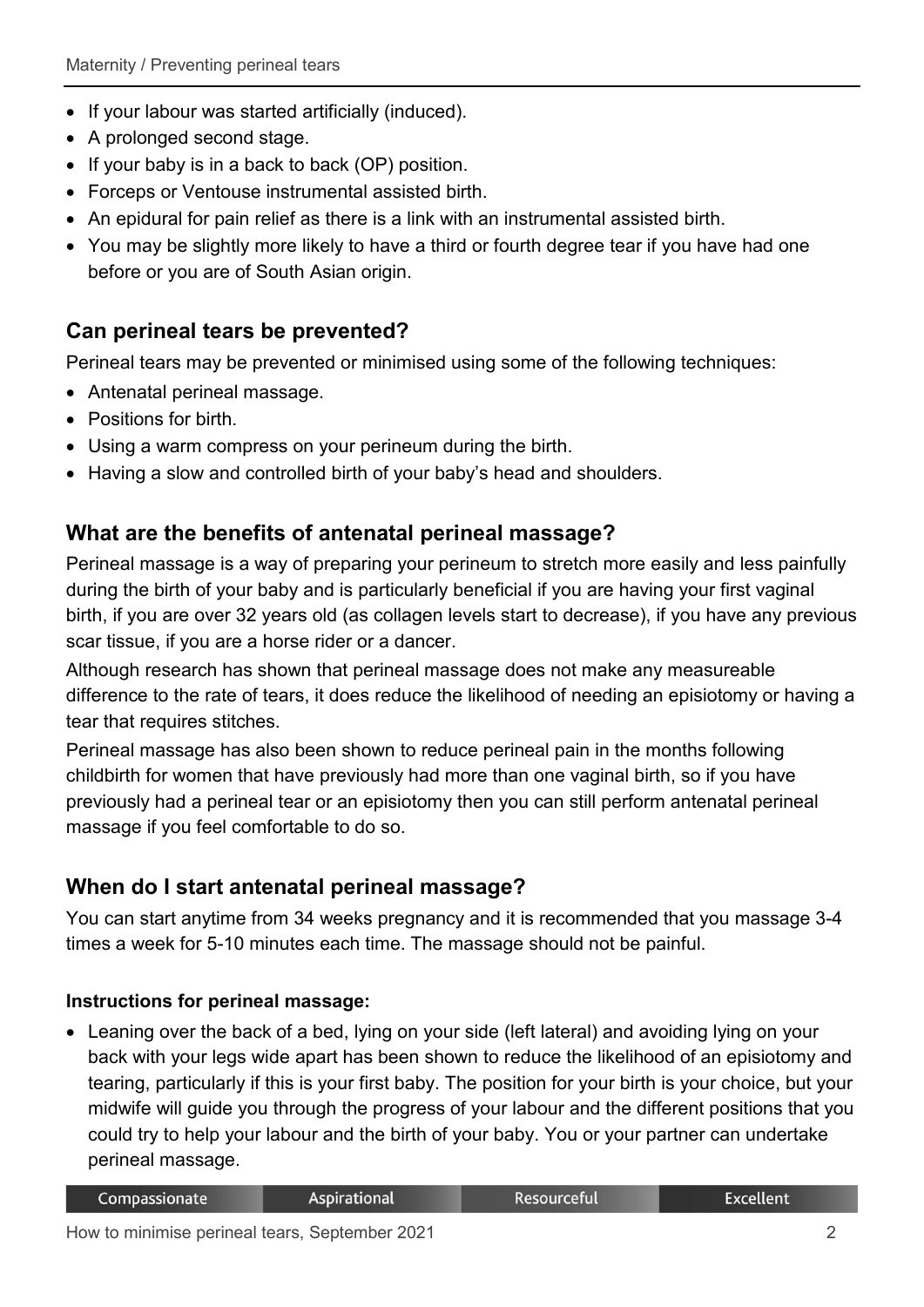- If your labour was started artificially (induced).
- A prolonged second stage.
- If your baby is in a back to back (OP) position.
- Forceps or Ventouse instrumental assisted birth.
- An epidural for pain relief as there is a link with an instrumental assisted birth.
- You may be slightly more likely to have a third or fourth degree tear if you have had one before or you are of South Asian origin.

## Can perineal tears be prevented?

Perineal tears may be prevented or minimised using some of the following techniques:

- Antenatal perineal massage.
- Positions for birth.
- Using a warm compress on your perineum during the birth.
- Having a slow and controlled birth of your baby's head and shoulders.

## What are the benefits of antenatal perineal massage?

Perineal massage is a way of preparing your perineum to stretch more easily and less painfully during the birth of your baby and is particularly beneficial if you are having your first vaginal birth, if you are over 32 years old (as collagen levels start to decrease), if you have any previous scar tissue, if you are a horse rider or a dancer.

Although research has shown that perineal massage does not make any measureable difference to the rate of tears, it does reduce the likelihood of needing an episiotomy or having a tear that requires stitches.

Perineal massage has also been shown to reduce perineal pain in the months following childbirth for women that have previously had more than one vaginal birth, so if you have previously had a perineal tear or an episiotomy then you can still perform antenatal perineal massage if you feel comfortable to do so.

## When do I start antenatal perineal massage?

You can start anytime from 34 weeks pregnancy and it is recommended that you massage 3-4 times a week for 5-10 minutes each time. The massage should not be painful.

**Instructions for perineal massage:**

- Leaning over the back of a bed, lying on your side (left lateral) and avoiding lying on your back with your legs wide apart has been shown to reduce the likelihood of an episiotomy and tearing, particularly if this is your first baby. The position for your birth is your choice, but your midwife will guide you through the progress of your labour and the different positions that you could try to help your labour and the birth of your baby. You or your partner can undertake perineal massage.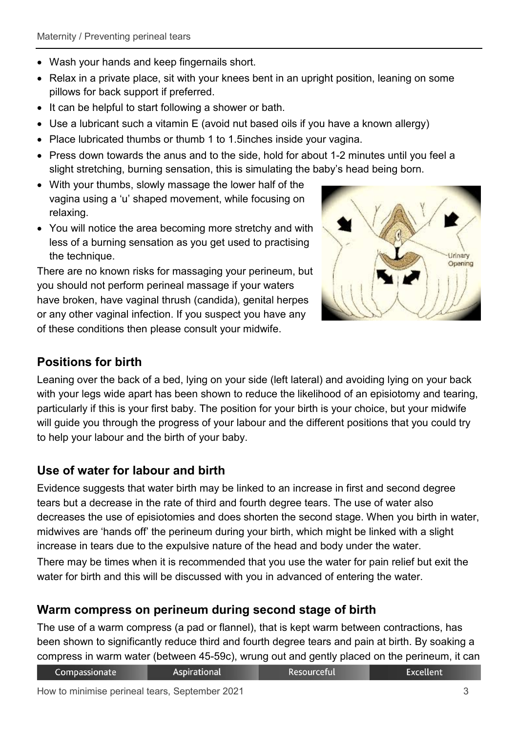- Wash your hands and keep fingernails short.
- Relax in a private place, sit with your knees bent in an upright position, leaning on some pillows for back support if preferred.
- It can be helpful to start following a shower or bath.
- Use a lubricant such a vitamin E (avoid nut based oils if you have a known allergy)
- Place lubricated thumbs or thumb 1 to 1.5inches inside your vagina.
- Press down towards the anus and to the side, hold for about 1-2 minutes until you feel a slight stretching, burning sensation, this is simulating the baby's head being born.
- With your thumbs, slowly massage the lower half of the vagina using a 'u' shaped movement, while focusing on relaxing.
- You will notice the area becoming more stretchy and with less of a burning sensation as you get used to practising the technique.

There are no known risks for massaging your perineum, but you should not perform perineal massage if your waters have broken, have vaginal thrush (candida), genital herpes or any other vaginal infection. If you suspect you have any of these conditions then please consult your midwife.

## Positions for birth

Leaning over the back of a bed, lying on your side (left lateral) and avoiding lying on your back with your legs wide apart has been shown to reduce the likelihood of an episiotomy and tearing, particularly if this is your first baby. The position for your birth is your choice, but your midwife will guide you through the progress of your labour and the different positions that you could try to help your labour and the birth of your baby.

## Use of water for labour and birth

Evidence suggests that water birth may be linked to an increase in first and second degree tears but a decrease in the rate of third and fourth degree tears. The use of water also decreases the use of episiotomies and does shorten the second stage. When you birth in water, midwives are 'hands off' the perineum during your birth, which might be linked with a slight increase in tears due to the expulsive nature of the head and body under the water.

There may be times when it is recommended that you use the water for pain relief but exit the water for birth and this will be discussed with you in advanced of entering the water.

## Warm compress on perineum during second stage of birth

The use of a warm compress (a pad or flannel), that is kept warm between contractions, has been shown to significantly reduce third and fourth degree tears and pain at birth. By soaking a compress in warm water (between 45-59c), wrung out and gently placed on the perineum, it can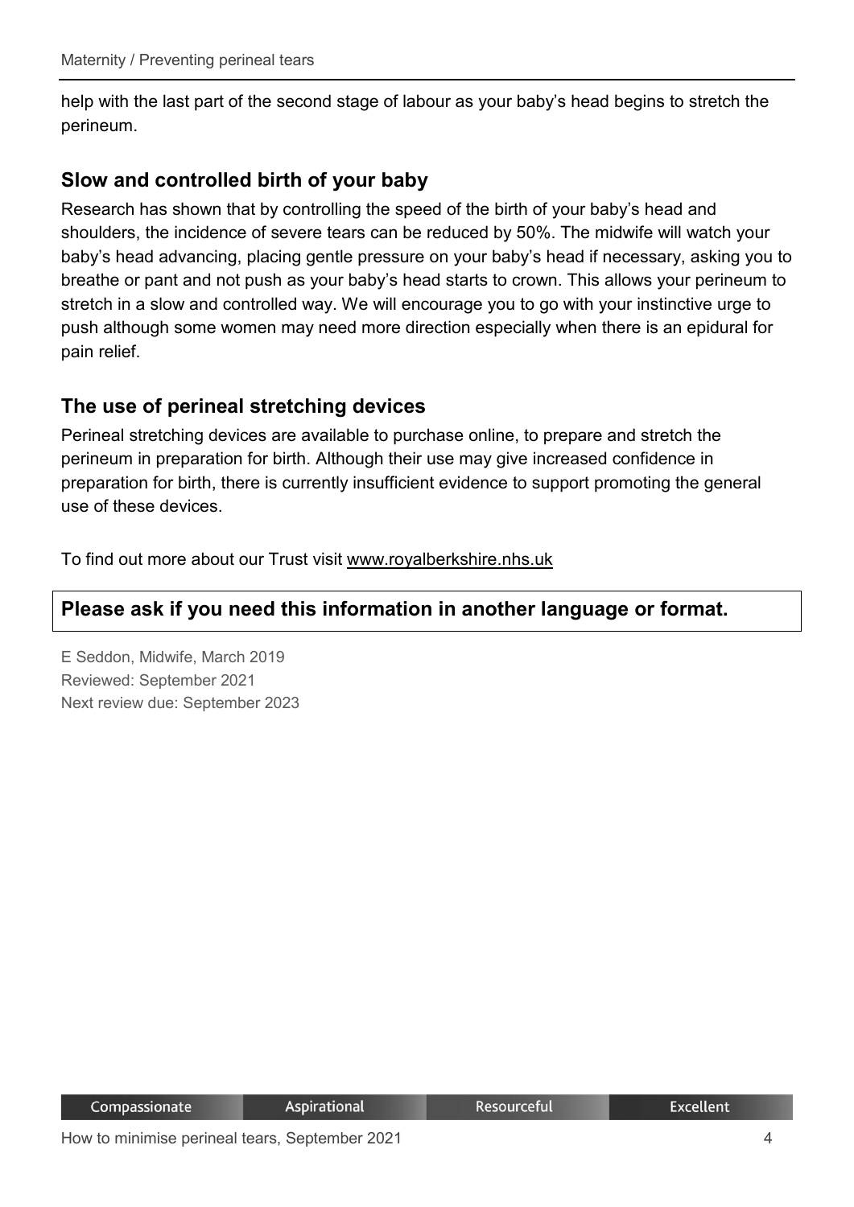help with the last part of the second stage of labour as your baby's head begins to stretch the perineum.

## Slow and controlled birth of your baby

Research has shown that by controlling the speed of the birth of your baby's head and shoulders, the incidence of severe tears can be reduced by 50%. The midwife will watch your baby's head advancing, placing gentle pressure on your baby's head if necessary, asking you to breathe or pant and not push as your baby's head starts to crown. This allows your perineum to stretch in a slow and controlled way. We will encourage you to go with your instinctive urge to push although some women may need more direction especially when there is an epidural for pain relief.

## The use of perineal stretching devices

Perineal stretching devices are available to purchase online, to prepare and stretch the perineum in preparation for birth. Although their use may give increased confidence in preparation for birth, there is currently insufficient evidence to support promoting the general use of these devices.

To find out more about our Trust visit www.royalberkshire.nhs.uk

**Please ask if you need this information in another language or format.**

E Seddon, Midwife, March 2019
Reviewed: September 2021
Next review due: September 2023

Compassionate | Aspirational | Resourceful | Excellent